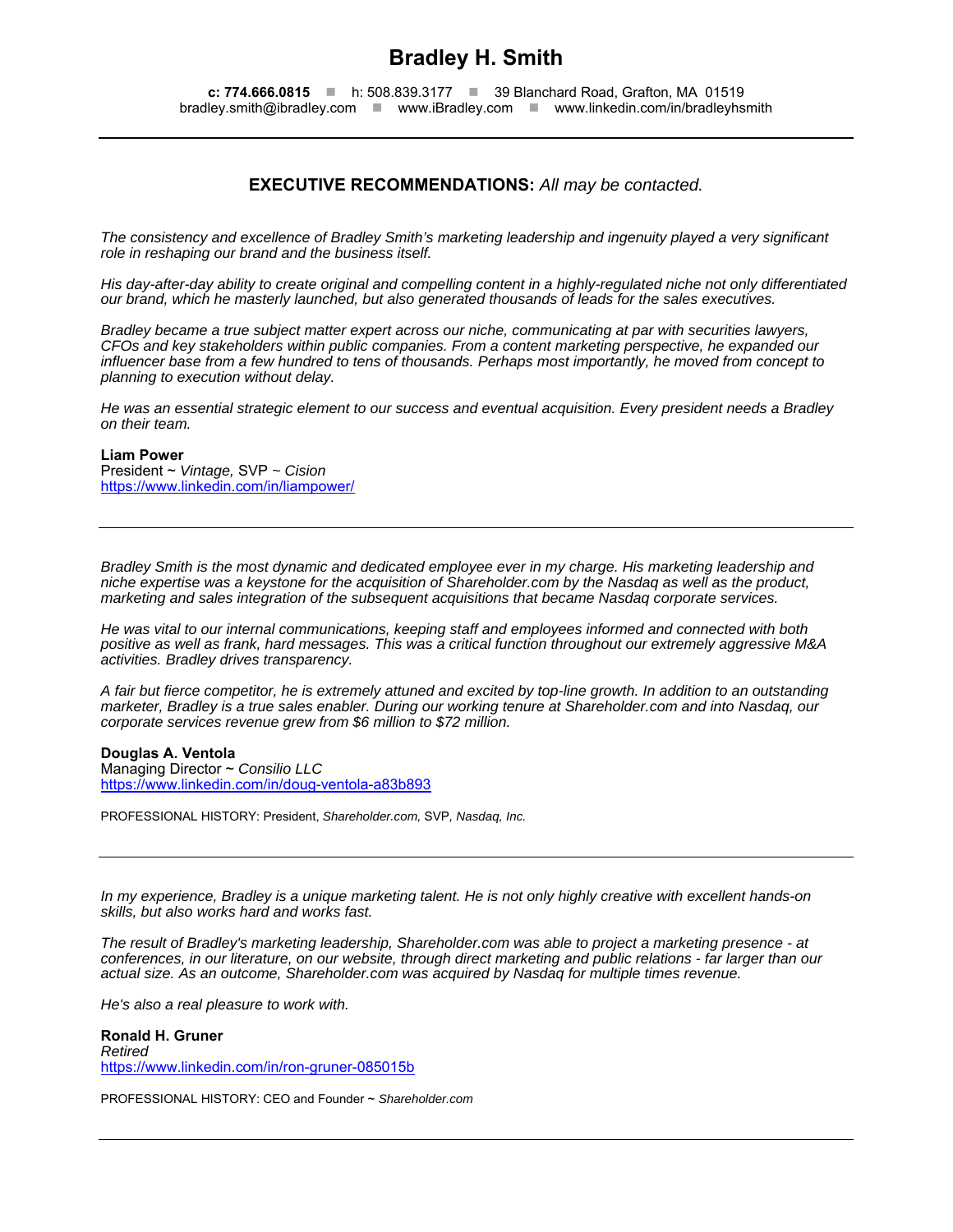# Bradley H. Smith

**c: 774.666.0815** ■ h: 508.839.3177 ■ 39 Blanchard Road, Grafton, MA 01519
bradley.smith@ibradley.com ■ www.iBradley.com ■ www.linkedin.com/in/bradleyhsmith

---

## EXECUTIVE RECOMMENDATIONS: *All may be contacted.*

*The consistency and excellence of Bradley Smith's marketing leadership and ingenuity played a very significant role in reshaping our brand and the business itself.*

*His day-after-day ability to create original and compelling content in a highly-regulated niche not only differentiated our brand, which he masterly launched, but also generated thousands of leads for the sales executives.*

*Bradley became a true subject matter expert across our niche, communicating at par with securities lawyers, CFOs and key stakeholders within public companies. From a content marketing perspective, he expanded our influencer base from a few hundred to tens of thousands. Perhaps most importantly, he moved from concept to planning to execution without delay.*

*He was an essential strategic element to our success and eventual acquisition. Every president needs a Bradley on their team.*

**Liam Power**
President ~ *Vintage,* SVP ~ *Cision*
https://www.linkedin.com/in/liampower/

---

*Bradley Smith is the most dynamic and dedicated employee ever in my charge. His marketing leadership and niche expertise was a keystone for the acquisition of Shareholder.com by the Nasdaq as well as the product, marketing and sales integration of the subsequent acquisitions that became Nasdaq corporate services.*

*He was vital to our internal communications, keeping staff and employees informed and connected with both positive as well as frank, hard messages. This was a critical function throughout our extremely aggressive M&A activities. Bradley drives transparency.*

*A fair but fierce competitor, he is extremely attuned and excited by top-line growth. In addition to an outstanding marketer, Bradley is a true sales enabler. During our working tenure at Shareholder.com and into Nasdaq, our corporate services revenue grew from $6 million to $72 million.*

**Douglas A. Ventola**
Managing Director ~ *Consilio LLC*
https://www.linkedin.com/in/doug-ventola-a83b893

PROFESSIONAL HISTORY: President, *Shareholder.com,* SVP*, Nasdaq, Inc.*

---

*In my experience, Bradley is a unique marketing talent. He is not only highly creative with excellent hands-on skills, but also works hard and works fast.*

*The result of Bradley's marketing leadership, Shareholder.com was able to project a marketing presence - at conferences, in our literature, on our website, through direct marketing and public relations - far larger than our actual size. As an outcome, Shareholder.com was acquired by Nasdaq for multiple times revenue.*

*He's also a real pleasure to work with.*

**Ronald H. Gruner**
*Retired*
https://www.linkedin.com/in/ron-gruner-085015b

PROFESSIONAL HISTORY: CEO and Founder ~ *Shareholder.com*

---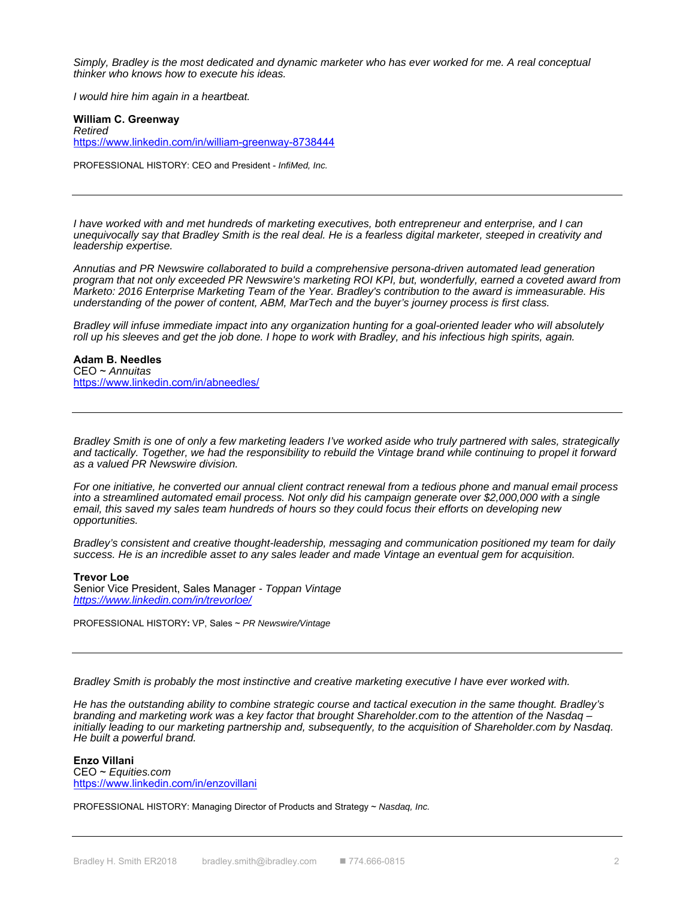*Simply, Bradley is the most dedicated and dynamic marketer who has ever worked for me. A real conceptual thinker who knows how to execute his ideas.*

*I would hire him again in a heartbeat.*

**William C. Greenway**
*Retired*
https://www.linkedin.com/in/william-greenway-8738444

PROFESSIONAL HISTORY: CEO and President - *InfiMed, Inc.*

---

*I have worked with and met hundreds of marketing executives, both entrepreneur and enterprise, and I can unequivocally say that Bradley Smith is the real deal. He is a fearless digital marketer, steeped in creativity and leadership expertise.*

*Annutias and PR Newswire collaborated to build a comprehensive persona-driven automated lead generation program that not only exceeded PR Newswire's marketing ROI KPI, but, wonderfully, earned a coveted award from Marketo: 2016 Enterprise Marketing Team of the Year. Bradley's contribution to the award is immeasurable. His understanding of the power of content, ABM, MarTech and the buyer's journey process is first class.*

*Bradley will infuse immediate impact into any organization hunting for a goal-oriented leader who will absolutely roll up his sleeves and get the job done. I hope to work with Bradley, and his infectious high spirits, again.*

**Adam B. Needles**
CEO ~ *Annuitas*
https://www.linkedin.com/in/abneedles/

---

*Bradley Smith is one of only a few marketing leaders I've worked aside who truly partnered with sales, strategically and tactically. Together, we had the responsibility to rebuild the Vintage brand while continuing to propel it forward as a valued PR Newswire division.*

*For one initiative, he converted our annual client contract renewal from a tedious phone and manual email process into a streamlined automated email process. Not only did his campaign generate over $2,000,000 with a single email, this saved my sales team hundreds of hours so they could focus their efforts on developing new opportunities.*

*Bradley's consistent and creative thought-leadership, messaging and communication positioned my team for daily success. He is an incredible asset to any sales leader and made Vintage an eventual gem for acquisition.*

**Trevor Loe**
Senior Vice President, Sales Manager - *Toppan Vintage*
*https://www.linkedin.com/in/trevorloe/*

PROFESSIONAL HISTORY**:** VP, Sales ~ *PR Newswire/Vintage*

---

*Bradley Smith is probably the most instinctive and creative marketing executive I have ever worked with.*

*He has the outstanding ability to combine strategic course and tactical execution in the same thought. Bradley's branding and marketing work was a key factor that brought Shareholder.com to the attention of the Nasdaq – initially leading to our marketing partnership and, subsequently, to the acquisition of Shareholder.com by Nasdaq. He built a powerful brand.*

**Enzo Villani**
CEO ~ *Equities.com*
https://www.linkedin.com/in/enzovillani

PROFESSIONAL HISTORY: Managing Director of Products and Strategy ~ *Nasdaq, Inc.*

---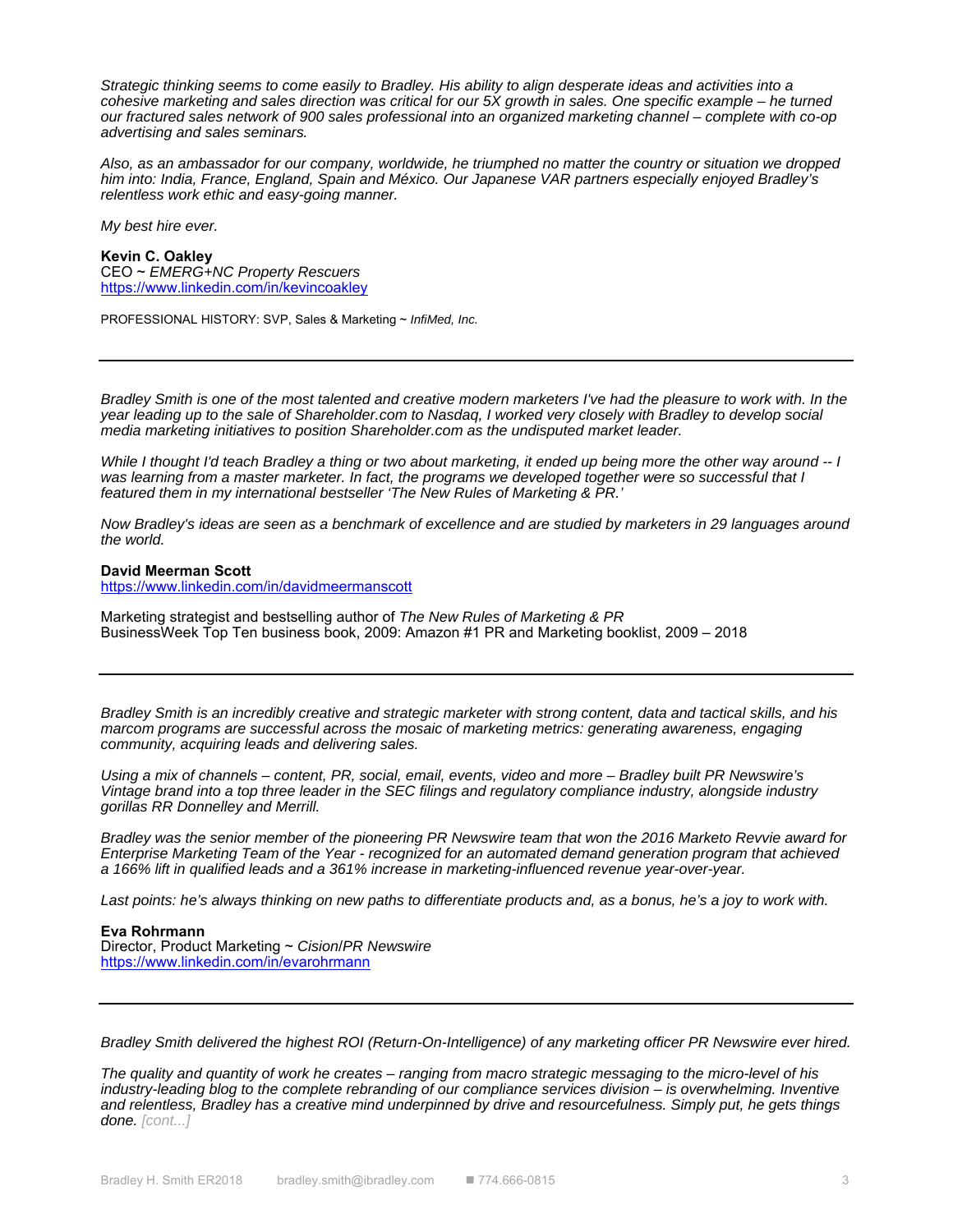*Strategic thinking seems to come easily to Bradley. His ability to align desperate ideas and activities into a cohesive marketing and sales direction was critical for our 5X growth in sales. One specific example – he turned our fractured sales network of 900 sales professional into an organized marketing channel – complete with co-op advertising and sales seminars.*

*Also, as an ambassador for our company, worldwide, he triumphed no matter the country or situation we dropped him into: India, France, England, Spain and México. Our Japanese VAR partners especially enjoyed Bradley's relentless work ethic and easy-going manner.*

*My best hire ever.*

**Kevin C. Oakley**
CEO ~ *EMERG+NC Property Rescuers*
https://www.linkedin.com/in/kevincoakley

PROFESSIONAL HISTORY: SVP, Sales & Marketing ~ *InfiMed, Inc.*

---

*Bradley Smith is one of the most talented and creative modern marketers I've had the pleasure to work with. In the year leading up to the sale of Shareholder.com to Nasdaq, I worked very closely with Bradley to develop social media marketing initiatives to position Shareholder.com as the undisputed market leader.*

*While I thought I'd teach Bradley a thing or two about marketing, it ended up being more the other way around -- I was learning from a master marketer. In fact, the programs we developed together were so successful that I featured them in my international bestseller 'The New Rules of Marketing & PR.'*

*Now Bradley's ideas are seen as a benchmark of excellence and are studied by marketers in 29 languages around the world.*

**David Meerman Scott**
https://www.linkedin.com/in/davidmeermanscott

Marketing strategist and bestselling author of *The New Rules of Marketing & PR*
BusinessWeek Top Ten business book, 2009: Amazon #1 PR and Marketing booklist, 2009 – 2018

---

*Bradley Smith is an incredibly creative and strategic marketer with strong content, data and tactical skills, and his marcom programs are successful across the mosaic of marketing metrics: generating awareness, engaging community, acquiring leads and delivering sales.*

*Using a mix of channels – content, PR, social, email, events, video and more – Bradley built PR Newswire's Vintage brand into a top three leader in the SEC filings and regulatory compliance industry, alongside industry gorillas RR Donnelley and Merrill.*

*Bradley was the senior member of the pioneering PR Newswire team that won the 2016 Marketo Revvie award for Enterprise Marketing Team of the Year - recognized for an automated demand generation program that achieved a 166% lift in qualified leads and a 361% increase in marketing-influenced revenue year-over-year.*

*Last points: he's always thinking on new paths to differentiate products and, as a bonus, he's a joy to work with.*

**Eva Rohrmann**
Director, Product Marketing ~ *Cision/PR Newswire*
https://www.linkedin.com/in/evarohrmann

---

*Bradley Smith delivered the highest ROI (Return-On-Intelligence) of any marketing officer PR Newswire ever hired.*

*The quality and quantity of work he creates – ranging from macro strategic messaging to the micro-level of his industry-leading blog to the complete rebranding of our compliance services division – is overwhelming. Inventive and relentless, Bradley has a creative mind underpinned by drive and resourcefulness. Simply put, he gets things done.* [cont...]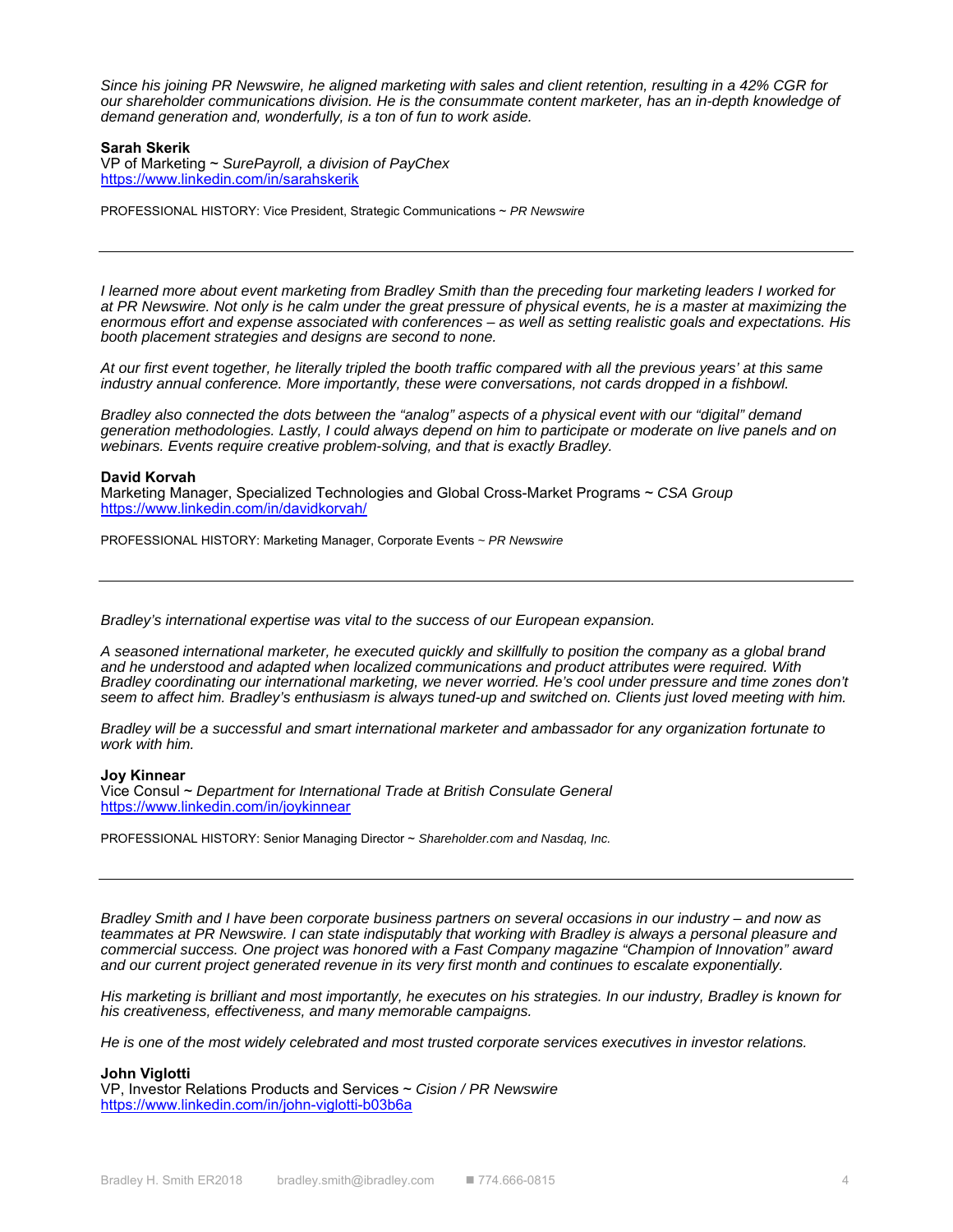*Since his joining PR Newswire, he aligned marketing with sales and client retention, resulting in a 42% CGR for our shareholder communications division. He is the consummate content marketer, has an in-depth knowledge of demand generation and, wonderfully, is a ton of fun to work aside.*

**Sarah Skerik**
VP of Marketing ~ *SurePayroll, a division of PayChex*
https://www.linkedin.com/in/sarahskerik

PROFESSIONAL HISTORY: Vice President, Strategic Communications ~ *PR Newswire*

---

*I learned more about event marketing from Bradley Smith than the preceding four marketing leaders I worked for at PR Newswire. Not only is he calm under the great pressure of physical events, he is a master at maximizing the enormous effort and expense associated with conferences – as well as setting realistic goals and expectations. His booth placement strategies and designs are second to none.*

*At our first event together, he literally tripled the booth traffic compared with all the previous years' at this same industry annual conference. More importantly, these were conversations, not cards dropped in a fishbowl.*

*Bradley also connected the dots between the "analog" aspects of a physical event with our "digital" demand generation methodologies. Lastly, I could always depend on him to participate or moderate on live panels and on webinars. Events require creative problem-solving, and that is exactly Bradley.*

**David Korvah**
Marketing Manager, Specialized Technologies and Global Cross-Market Programs ~ *CSA Group*
https://www.linkedin.com/in/davidkorvah/

PROFESSIONAL HISTORY: Marketing Manager, Corporate Events ~ *PR Newswire*

---

*Bradley's international expertise was vital to the success of our European expansion.*

*A seasoned international marketer, he executed quickly and skillfully to position the company as a global brand and he understood and adapted when localized communications and product attributes were required. With Bradley coordinating our international marketing, we never worried. He's cool under pressure and time zones don't seem to affect him. Bradley's enthusiasm is always tuned-up and switched on. Clients just loved meeting with him.*

*Bradley will be a successful and smart international marketer and ambassador for any organization fortunate to work with him.*

**Joy Kinnear**
Vice Consul ~ *Department for International Trade at British Consulate General*
https://www.linkedin.com/in/joykinnear

PROFESSIONAL HISTORY: Senior Managing Director ~ *Shareholder.com and Nasdaq, Inc.*

---

*Bradley Smith and I have been corporate business partners on several occasions in our industry – and now as teammates at PR Newswire. I can state indisputably that working with Bradley is always a personal pleasure and commercial success. One project was honored with a Fast Company magazine "Champion of Innovation" award and our current project generated revenue in its very first month and continues to escalate exponentially.*

*His marketing is brilliant and most importantly, he executes on his strategies. In our industry, Bradley is known for his creativeness, effectiveness, and many memorable campaigns.*

*He is one of the most widely celebrated and most trusted corporate services executives in investor relations.*

**John Viglotti**
VP, Investor Relations Products and Services ~ *Cision / PR Newswire*
https://www.linkedin.com/in/john-viglotti-b03b6a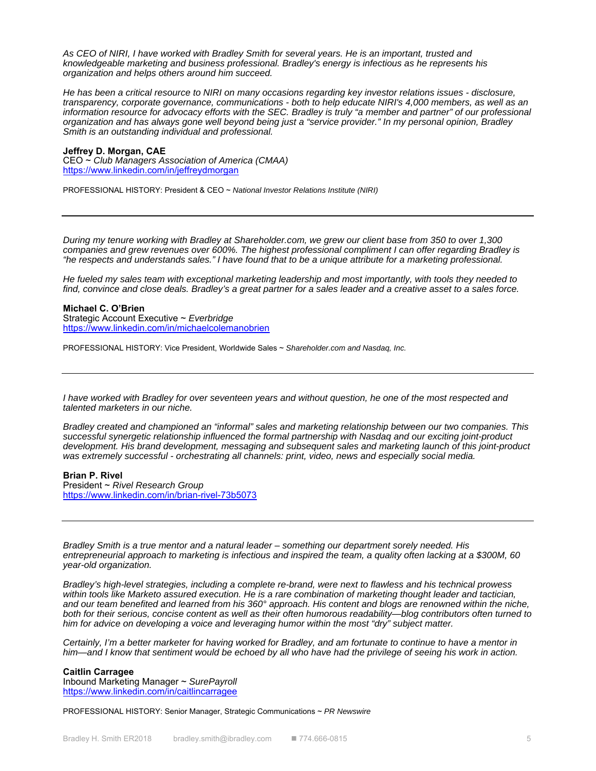*As CEO of NIRI, I have worked with Bradley Smith for several years. He is an important, trusted and knowledgeable marketing and business professional. Bradley's energy is infectious as he represents his organization and helps others around him succeed.*

*He has been a critical resource to NIRI on many occasions regarding key investor relations issues - disclosure, transparency, corporate governance, communications - both to help educate NIRI's 4,000 members, as well as an information resource for advocacy efforts with the SEC. Bradley is truly "a member and partner" of our professional organization and has always gone well beyond being just a "service provider." In my personal opinion, Bradley Smith is an outstanding individual and professional.*

**Jeffrey D. Morgan, CAE**
CEO ~ *Club Managers Association of America (CMAA)*
https://www.linkedin.com/in/jeffreydmorgan

PROFESSIONAL HISTORY: President & CEO ~ *National Investor Relations Institute (NIRI)*

---

*During my tenure working with Bradley at Shareholder.com, we grew our client base from 350 to over 1,300 companies and grew revenues over 600%. The highest professional compliment I can offer regarding Bradley is "he respects and understands sales." I have found that to be a unique attribute for a marketing professional.*

*He fueled my sales team with exceptional marketing leadership and most importantly, with tools they needed to find, convince and close deals. Bradley's a great partner for a sales leader and a creative asset to a sales force.*

**Michael C. O'Brien**
Strategic Account Executive ~ *Everbridge*
https://www.linkedin.com/in/michaelcolemanobrien

PROFESSIONAL HISTORY: Vice President, Worldwide Sales ~ *Shareholder.com and Nasdaq, Inc.*

---

*I have worked with Bradley for over seventeen years and without question, he one of the most respected and talented marketers in our niche.*

*Bradley created and championed an "informal" sales and marketing relationship between our two companies. This successful synergetic relationship influenced the formal partnership with Nasdaq and our exciting joint-product development. His brand development, messaging and subsequent sales and marketing launch of this joint-product was extremely successful - orchestrating all channels: print, video, news and especially social media.*

**Brian P. Rivel**
President ~ *Rivel Research Group*
https://www.linkedin.com/in/brian-rivel-73b5073

---

*Bradley Smith is a true mentor and a natural leader – something our department sorely needed. His entrepreneurial approach to marketing is infectious and inspired the team, a quality often lacking at a $300M, 60 year-old organization.*

*Bradley's high-level strategies, including a complete re-brand, were next to flawless and his technical prowess within tools like Marketo assured execution. He is a rare combination of marketing thought leader and tactician, and our team benefited and learned from his 360° approach. His content and blogs are renowned within the niche, both for their serious, concise content as well as their often humorous readability—blog contributors often turned to him for advice on developing a voice and leveraging humor within the most "dry" subject matter.*

*Certainly, I'm a better marketer for having worked for Bradley, and am fortunate to continue to have a mentor in him—and I know that sentiment would be echoed by all who have had the privilege of seeing his work in action.*

**Caitlin Carragee**
Inbound Marketing Manager ~ *SurePayroll*
https://www.linkedin.com/in/caitlincarragee

PROFESSIONAL HISTORY: Senior Manager, Strategic Communications ~ *PR Newswire*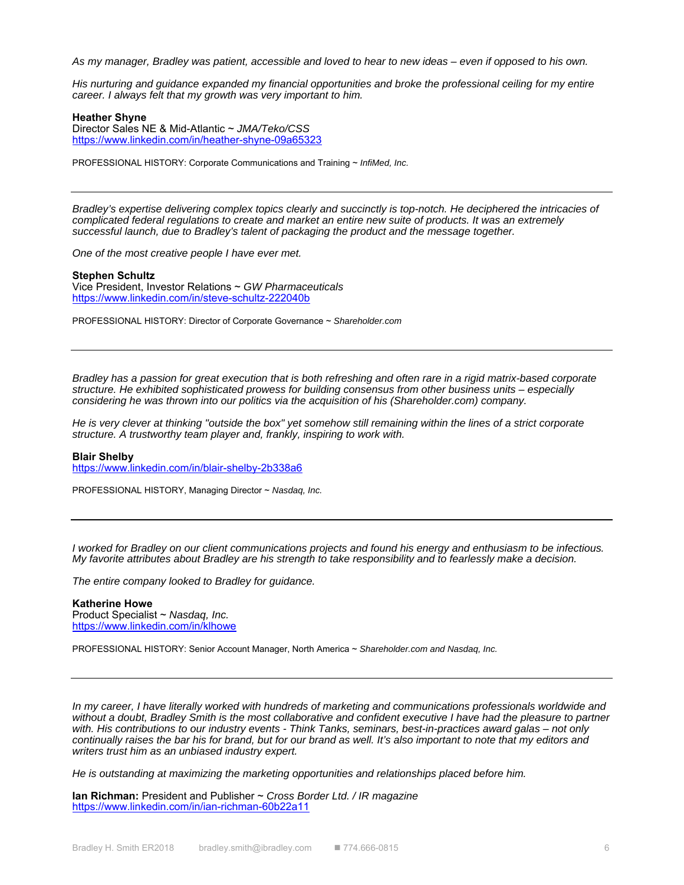*As my manager, Bradley was patient, accessible and loved to hear to new ideas – even if opposed to his own.*

*His nurturing and guidance expanded my financial opportunities and broke the professional ceiling for my entire career. I always felt that my growth was very important to him.*

**Heather Shyne**
Director Sales NE & Mid-Atlantic ~ *JMA/Teko/CSS*
https://www.linkedin.com/in/heather-shyne-09a65323

PROFESSIONAL HISTORY: Corporate Communications and Training ~ *InfiMed, Inc.*

---

*Bradley's expertise delivering complex topics clearly and succinctly is top-notch. He deciphered the intricacies of complicated federal regulations to create and market an entire new suite of products. It was an extremely successful launch, due to Bradley's talent of packaging the product and the message together.*

*One of the most creative people I have ever met.*

**Stephen Schultz**
Vice President, Investor Relations ~ *GW Pharmaceuticals*
https://www.linkedin.com/in/steve-schultz-222040b

PROFESSIONAL HISTORY: Director of Corporate Governance ~ *Shareholder.com*

---

*Bradley has a passion for great execution that is both refreshing and often rare in a rigid matrix-based corporate structure. He exhibited sophisticated prowess for building consensus from other business units – especially considering he was thrown into our politics via the acquisition of his (Shareholder.com) company.*

*He is very clever at thinking "outside the box" yet somehow still remaining within the lines of a strict corporate structure. A trustworthy team player and, frankly, inspiring to work with.*

**Blair Shelby**
https://www.linkedin.com/in/blair-shelby-2b338a6

PROFESSIONAL HISTORY, Managing Director ~ *Nasdaq, Inc.*

---

*I worked for Bradley on our client communications projects and found his energy and enthusiasm to be infectious. My favorite attributes about Bradley are his strength to take responsibility and to fearlessly make a decision.*

*The entire company looked to Bradley for guidance.*

**Katherine Howe**
Product Specialist ~ *Nasdaq, Inc.*
https://www.linkedin.com/in/klhowe

PROFESSIONAL HISTORY: Senior Account Manager, North America ~ *Shareholder.com and Nasdaq, Inc.*

---

*In my career, I have literally worked with hundreds of marketing and communications professionals worldwide and without a doubt, Bradley Smith is the most collaborative and confident executive I have had the pleasure to partner with. His contributions to our industry events - Think Tanks, seminars, best-in-practices award galas – not only continually raises the bar his for brand, but for our brand as well. It's also important to note that my editors and writers trust him as an unbiased industry expert.*

*He is outstanding at maximizing the marketing opportunities and relationships placed before him.*

**Ian Richman:** President and Publisher ~ *Cross Border Ltd. / IR magazine*
https://www.linkedin.com/in/ian-richman-60b22a11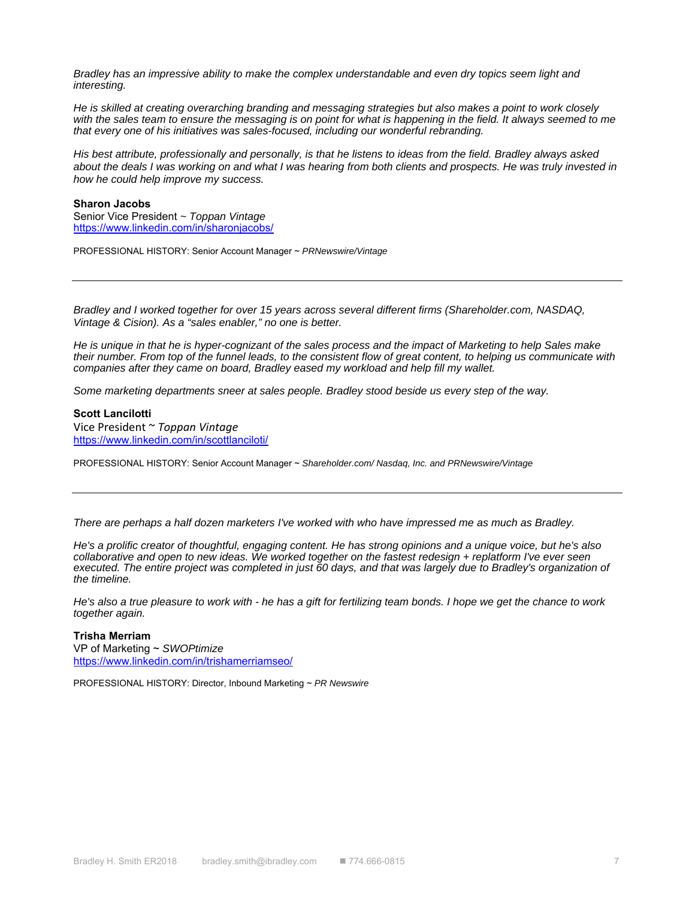*Bradley has an impressive ability to make the complex understandable and even dry topics seem light and interesting.*

*He is skilled at creating overarching branding and messaging strategies but also makes a point to work closely with the sales team to ensure the messaging is on point for what is happening in the field. It always seemed to me that every one of his initiatives was sales-focused, including our wonderful rebranding.*

*His best attribute, professionally and personally, is that he listens to ideas from the field. Bradley always asked about the deals I was working on and what I was hearing from both clients and prospects. He was truly invested in how he could help improve my success.*

**Sharon Jacobs**
Senior Vice President ~ *Toppan Vintage*
https://www.linkedin.com/in/sharonjacobs/

PROFESSIONAL HISTORY: Senior Account Manager ~ *PRNewswire/Vintage*

---

*Bradley and I worked together for over 15 years across several different firms (Shareholder.com, NASDAQ, Vintage & Cision). As a "sales enabler," no one is better.*

*He is unique in that he is hyper-cognizant of the sales process and the impact of Marketing to help Sales make their number. From top of the funnel leads, to the consistent flow of great content, to helping us communicate with companies after they came on board, Bradley eased my workload and help fill my wallet.*

*Some marketing departments sneer at sales people. Bradley stood beside us every step of the way.*

**Scott Lancilotti**
Vice President ~ *Toppan Vintage*
https://www.linkedin.com/in/scottlanciloti/

PROFESSIONAL HISTORY: Senior Account Manager ~ *Shareholder.com/ Nasdaq, Inc. and PRNewswire/Vintage*

---

*There are perhaps a half dozen marketers I've worked with who have impressed me as much as Bradley.*

*He's a prolific creator of thoughtful, engaging content. He has strong opinions and a unique voice, but he's also collaborative and open to new ideas. We worked together on the fastest redesign + replatform I've ever seen executed. The entire project was completed in just 60 days, and that was largely due to Bradley's organization of the timeline.*

*He's also a true pleasure to work with - he has a gift for fertilizing team bonds. I hope we get the chance to work together again.*

**Trisha Merriam**
VP of Marketing ~ *SWOPtimize*
https://www.linkedin.com/in/trishamerriamseo/

PROFESSIONAL HISTORY: Director, Inbound Marketing ~ *PR Newswire*